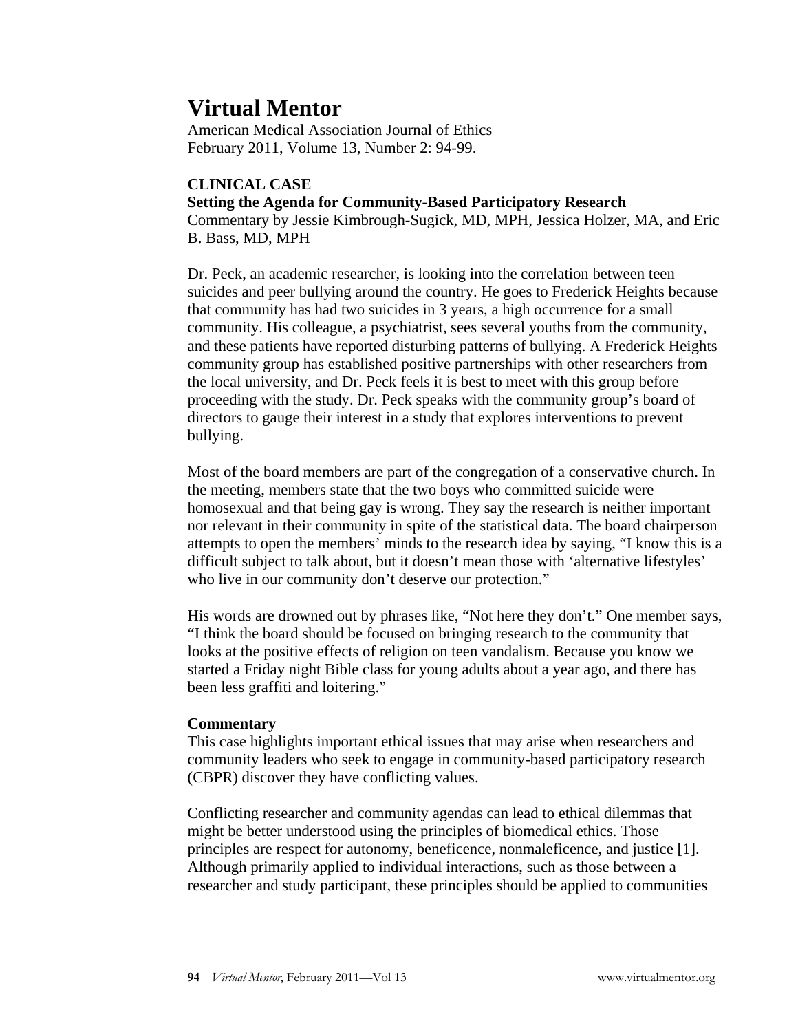# Virtual Mentor

American Medical Association Journal of Ethics
February 2011, Volume 13, Number 2: 94-99.

**CLINICAL CASE**
**Setting the Agenda for Community-Based Participatory Research**
Commentary by Jessie Kimbrough-Sugick, MD, MPH, Jessica Holzer, MA, and Eric B. Bass, MD, MPH

Dr. Peck, an academic researcher, is looking into the correlation between teen suicides and peer bullying around the country. He goes to Frederick Heights because that community has had two suicides in 3 years, a high occurrence for a small community. His colleague, a psychiatrist, sees several youths from the community, and these patients have reported disturbing patterns of bullying. A Frederick Heights community group has established positive partnerships with other researchers from the local university, and Dr. Peck feels it is best to meet with this group before proceeding with the study. Dr. Peck speaks with the community group's board of directors to gauge their interest in a study that explores interventions to prevent bullying.

Most of the board members are part of the congregation of a conservative church. In the meeting, members state that the two boys who committed suicide were homosexual and that being gay is wrong. They say the research is neither important nor relevant in their community in spite of the statistical data. The board chairperson attempts to open the members' minds to the research idea by saying, "I know this is a difficult subject to talk about, but it doesn't mean those with 'alternative lifestyles' who live in our community don't deserve our protection."

His words are drowned out by phrases like, "Not here they don't." One member says, "I think the board should be focused on bringing research to the community that looks at the positive effects of religion on teen vandalism. Because you know we started a Friday night Bible class for young adults about a year ago, and there has been less graffiti and loitering."

**Commentary**

This case highlights important ethical issues that may arise when researchers and community leaders who seek to engage in community-based participatory research (CBPR) discover they have conflicting values.

Conflicting researcher and community agendas can lead to ethical dilemmas that might be better understood using the principles of biomedical ethics. Those principles are respect for autonomy, beneficence, nonmaleficence, and justice [1]. Although primarily applied to individual interactions, such as those between a researcher and study participant, these principles should be applied to communities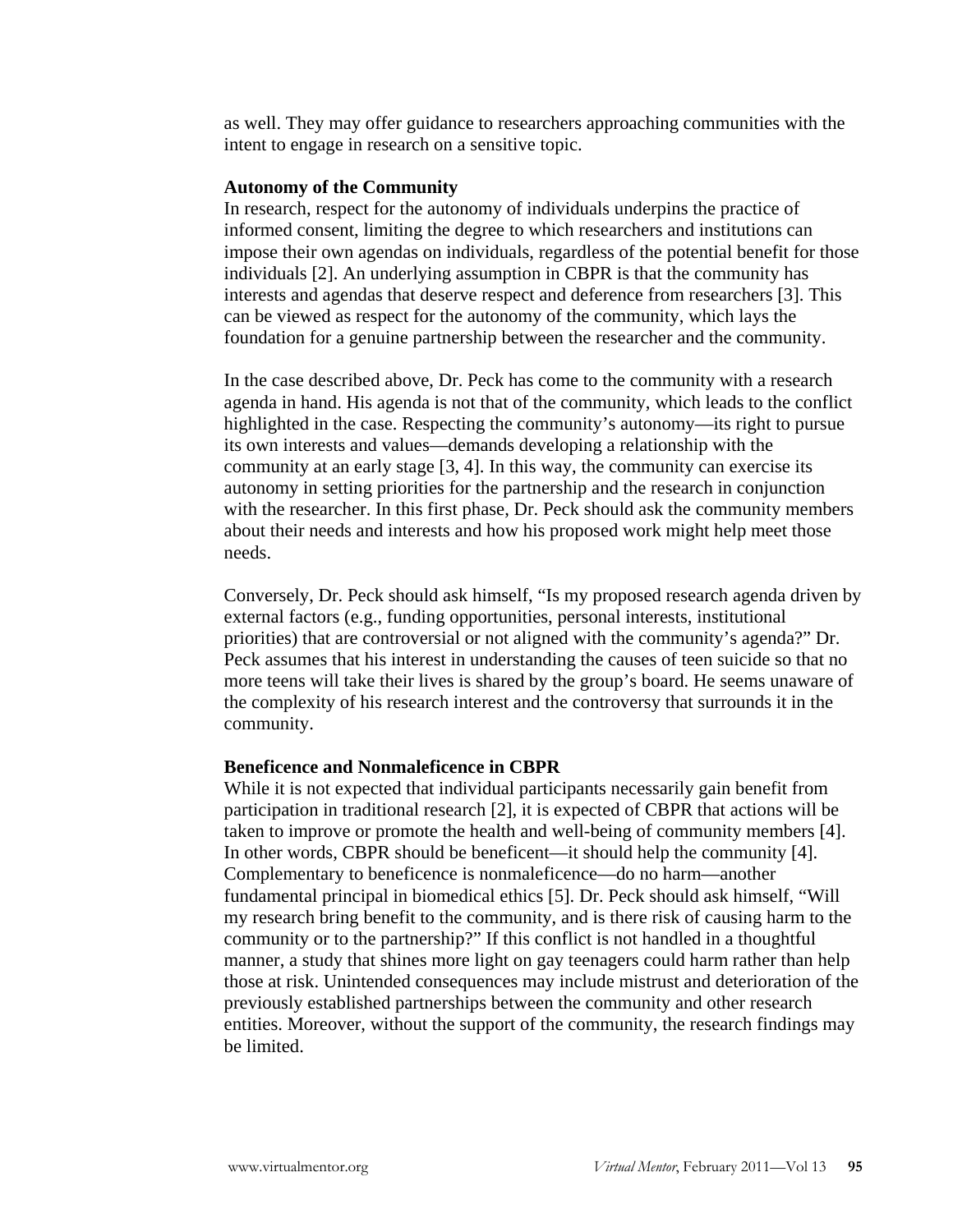as well. They may offer guidance to researchers approaching communities with the intent to engage in research on a sensitive topic.

**Autonomy of the Community**

In research, respect for the autonomy of individuals underpins the practice of informed consent, limiting the degree to which researchers and institutions can impose their own agendas on individuals, regardless of the potential benefit for those individuals [2]. An underlying assumption in CBPR is that the community has interests and agendas that deserve respect and deference from researchers [3]. This can be viewed as respect for the autonomy of the community, which lays the foundation for a genuine partnership between the researcher and the community.

In the case described above, Dr. Peck has come to the community with a research agenda in hand. His agenda is not that of the community, which leads to the conflict highlighted in the case. Respecting the community's autonomy—its right to pursue its own interests and values—demands developing a relationship with the community at an early stage [3, 4]. In this way, the community can exercise its autonomy in setting priorities for the partnership and the research in conjunction with the researcher. In this first phase, Dr. Peck should ask the community members about their needs and interests and how his proposed work might help meet those needs.

Conversely, Dr. Peck should ask himself, "Is my proposed research agenda driven by external factors (e.g., funding opportunities, personal interests, institutional priorities) that are controversial or not aligned with the community's agenda?" Dr. Peck assumes that his interest in understanding the causes of teen suicide so that no more teens will take their lives is shared by the group's board. He seems unaware of the complexity of his research interest and the controversy that surrounds it in the community.

**Beneficence and Nonmaleficence in CBPR**

While it is not expected that individual participants necessarily gain benefit from participation in traditional research [2], it is expected of CBPR that actions will be taken to improve or promote the health and well-being of community members [4]. In other words, CBPR should be beneficent—it should help the community [4]. Complementary to beneficence is nonmaleficence—do no harm—another fundamental principal in biomedical ethics [5]. Dr. Peck should ask himself, "Will my research bring benefit to the community, and is there risk of causing harm to the community or to the partnership?" If this conflict is not handled in a thoughtful manner, a study that shines more light on gay teenagers could harm rather than help those at risk. Unintended consequences may include mistrust and deterioration of the previously established partnerships between the community and other research entities. Moreover, without the support of the community, the research findings may be limited.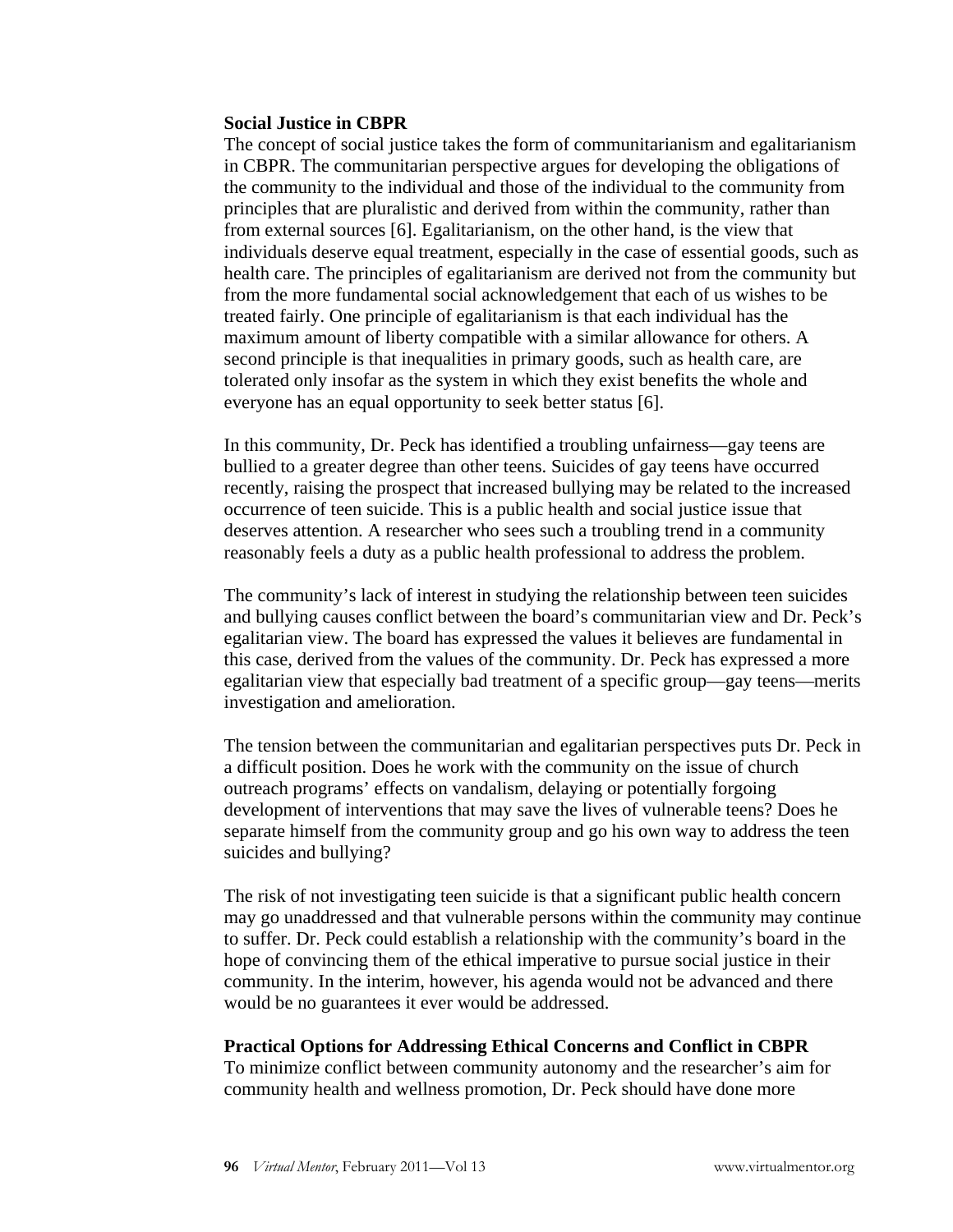## Social Justice in CBPR

The concept of social justice takes the form of communitarianism and egalitarianism in CBPR. The communitarian perspective argues for developing the obligations of the community to the individual and those of the individual to the community from principles that are pluralistic and derived from within the community, rather than from external sources [6]. Egalitarianism, on the other hand, is the view that individuals deserve equal treatment, especially in the case of essential goods, such as health care. The principles of egalitarianism are derived not from the community but from the more fundamental social acknowledgement that each of us wishes to be treated fairly. One principle of egalitarianism is that each individual has the maximum amount of liberty compatible with a similar allowance for others. A second principle is that inequalities in primary goods, such as health care, are tolerated only insofar as the system in which they exist benefits the whole and everyone has an equal opportunity to seek better status [6].

In this community, Dr. Peck has identified a troubling unfairness—gay teens are bullied to a greater degree than other teens. Suicides of gay teens have occurred recently, raising the prospect that increased bullying may be related to the increased occurrence of teen suicide. This is a public health and social justice issue that deserves attention. A researcher who sees such a troubling trend in a community reasonably feels a duty as a public health professional to address the problem.

The community's lack of interest in studying the relationship between teen suicides and bullying causes conflict between the board's communitarian view and Dr. Peck's egalitarian view. The board has expressed the values it believes are fundamental in this case, derived from the values of the community. Dr. Peck has expressed a more egalitarian view that especially bad treatment of a specific group—gay teens—merits investigation and amelioration.

The tension between the communitarian and egalitarian perspectives puts Dr. Peck in a difficult position. Does he work with the community on the issue of church outreach programs' effects on vandalism, delaying or potentially forgoing development of interventions that may save the lives of vulnerable teens? Does he separate himself from the community group and go his own way to address the teen suicides and bullying?

The risk of not investigating teen suicide is that a significant public health concern may go unaddressed and that vulnerable persons within the community may continue to suffer. Dr. Peck could establish a relationship with the community's board in the hope of convincing them of the ethical imperative to pursue social justice in their community. In the interim, however, his agenda would not be advanced and there would be no guarantees it ever would be addressed.

## Practical Options for Addressing Ethical Concerns and Conflict in CBPR

To minimize conflict between community autonomy and the researcher's aim for community health and wellness promotion, Dr. Peck should have done more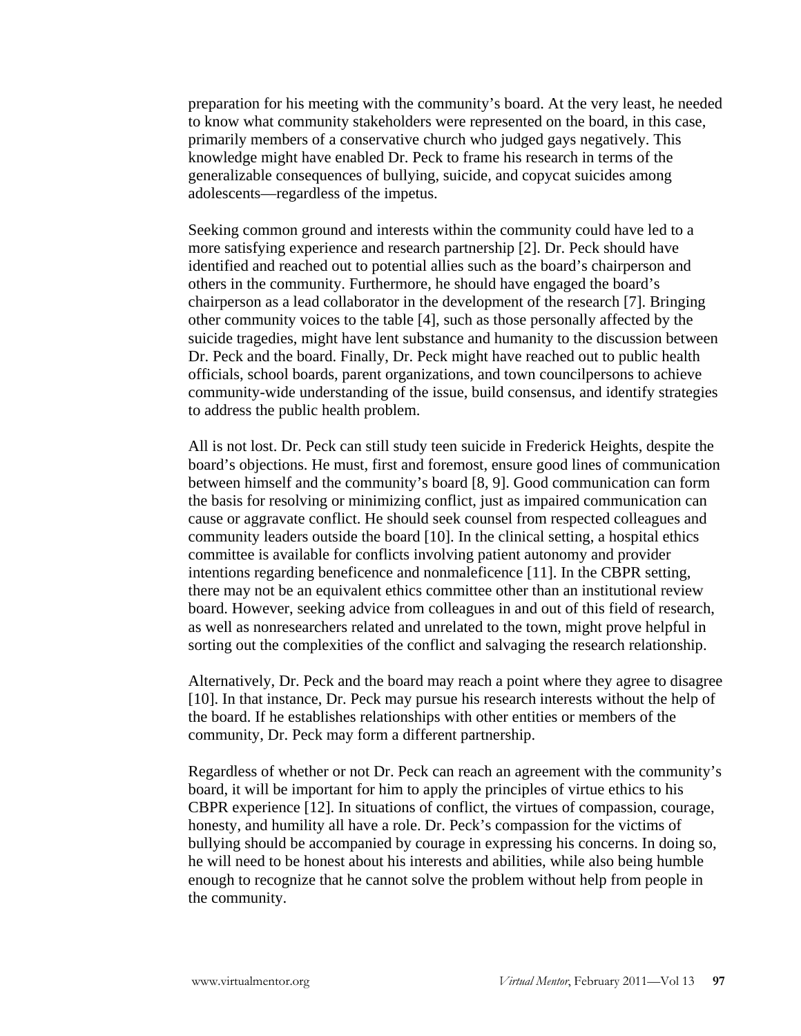preparation for his meeting with the community's board. At the very least, he needed to know what community stakeholders were represented on the board, in this case, primarily members of a conservative church who judged gays negatively. This knowledge might have enabled Dr. Peck to frame his research in terms of the generalizable consequences of bullying, suicide, and copycat suicides among adolescents—regardless of the impetus.

Seeking common ground and interests within the community could have led to a more satisfying experience and research partnership [2]. Dr. Peck should have identified and reached out to potential allies such as the board's chairperson and others in the community. Furthermore, he should have engaged the board's chairperson as a lead collaborator in the development of the research [7]. Bringing other community voices to the table [4], such as those personally affected by the suicide tragedies, might have lent substance and humanity to the discussion between Dr. Peck and the board. Finally, Dr. Peck might have reached out to public health officials, school boards, parent organizations, and town councilpersons to achieve community-wide understanding of the issue, build consensus, and identify strategies to address the public health problem.

All is not lost. Dr. Peck can still study teen suicide in Frederick Heights, despite the board's objections. He must, first and foremost, ensure good lines of communication between himself and the community's board [8, 9]. Good communication can form the basis for resolving or minimizing conflict, just as impaired communication can cause or aggravate conflict. He should seek counsel from respected colleagues and community leaders outside the board [10]. In the clinical setting, a hospital ethics committee is available for conflicts involving patient autonomy and provider intentions regarding beneficence and nonmaleficence [11]. In the CBPR setting, there may not be an equivalent ethics committee other than an institutional review board. However, seeking advice from colleagues in and out of this field of research, as well as nonresearchers related and unrelated to the town, might prove helpful in sorting out the complexities of the conflict and salvaging the research relationship.

Alternatively, Dr. Peck and the board may reach a point where they agree to disagree [10]. In that instance, Dr. Peck may pursue his research interests without the help of the board. If he establishes relationships with other entities or members of the community, Dr. Peck may form a different partnership.

Regardless of whether or not Dr. Peck can reach an agreement with the community's board, it will be important for him to apply the principles of virtue ethics to his CBPR experience [12]. In situations of conflict, the virtues of compassion, courage, honesty, and humility all have a role. Dr. Peck's compassion for the victims of bullying should be accompanied by courage in expressing his concerns. In doing so, he will need to be honest about his interests and abilities, while also being humble enough to recognize that he cannot solve the problem without help from people in the community.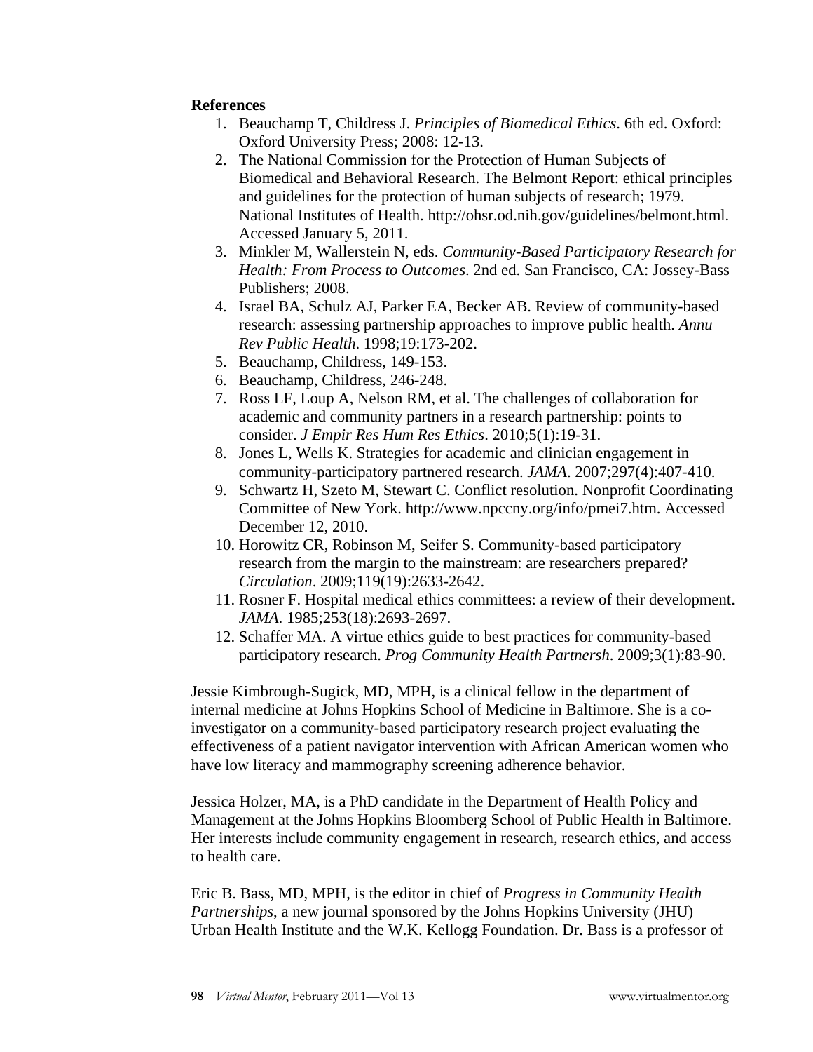**References**

1. Beauchamp T, Childress J. *Principles of Biomedical Ethics*. 6th ed. Oxford: Oxford University Press; 2008: 12-13.
2. The National Commission for the Protection of Human Subjects of Biomedical and Behavioral Research. The Belmont Report: ethical principles and guidelines for the protection of human subjects of research; 1979. National Institutes of Health. http://ohsr.od.nih.gov/guidelines/belmont.html. Accessed January 5, 2011.
3. Minkler M, Wallerstein N, eds. *Community-Based Participatory Research for Health: From Process to Outcomes*. 2nd ed. San Francisco, CA: Jossey-Bass Publishers; 2008.
4. Israel BA, Schulz AJ, Parker EA, Becker AB. Review of community-based research: assessing partnership approaches to improve public health. *Annu Rev Public Health*. 1998;19:173-202.
5. Beauchamp, Childress, 149-153.
6. Beauchamp, Childress, 246-248.
7. Ross LF, Loup A, Nelson RM, et al. The challenges of collaboration for academic and community partners in a research partnership: points to consider. *J Empir Res Hum Res Ethics*. 2010;5(1):19-31.
8. Jones L, Wells K. Strategies for academic and clinician engagement in community-participatory partnered research. *JAMA*. 2007;297(4):407-410.
9. Schwartz H, Szeto M, Stewart C. Conflict resolution. Nonprofit Coordinating Committee of New York. http://www.npccny.org/info/pmei7.htm. Accessed December 12, 2010.
10. Horowitz CR, Robinson M, Seifer S. Community-based participatory research from the margin to the mainstream: are researchers prepared? *Circulation*. 2009;119(19):2633-2642.
11. Rosner F. Hospital medical ethics committees: a review of their development. *JAMA*. 1985;253(18):2693-2697.
12. Schaffer MA. A virtue ethics guide to best practices for community-based participatory research. *Prog Community Health Partnersh*. 2009;3(1):83-90.

Jessie Kimbrough-Sugick, MD, MPH, is a clinical fellow in the department of internal medicine at Johns Hopkins School of Medicine in Baltimore. She is a co-investigator on a community-based participatory research project evaluating the effectiveness of a patient navigator intervention with African American women who have low literacy and mammography screening adherence behavior.

Jessica Holzer, MA, is a PhD candidate in the Department of Health Policy and Management at the Johns Hopkins Bloomberg School of Public Health in Baltimore. Her interests include community engagement in research, research ethics, and access to health care.

Eric B. Bass, MD, MPH, is the editor in chief of *Progress in Community Health Partnerships*, a new journal sponsored by the Johns Hopkins University (JHU) Urban Health Institute and the W.K. Kellogg Foundation. Dr. Bass is a professor of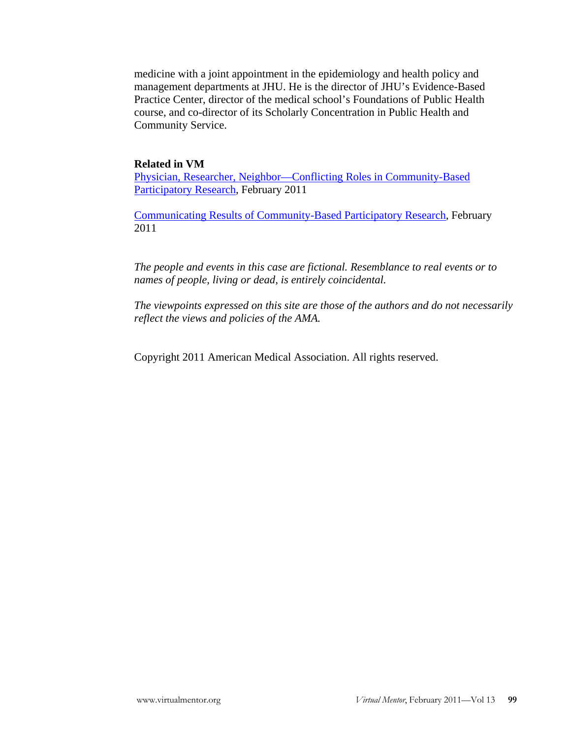medicine with a joint appointment in the epidemiology and health policy and management departments at JHU. He is the director of JHU's Evidence-Based Practice Center, director of the medical school's Foundations of Public Health course, and co-director of its Scholarly Concentration in Public Health and Community Service.

**Related in VM**

Physician, Researcher, Neighbor—Conflicting Roles in Community-Based Participatory Research, February 2011

Communicating Results of Community-Based Participatory Research, February 2011

*The people and events in this case are fictional. Resemblance to real events or to names of people, living or dead, is entirely coincidental.*

*The viewpoints expressed on this site are those of the authors and do not necessarily reflect the views and policies of the AMA.*

Copyright 2011 American Medical Association. All rights reserved.